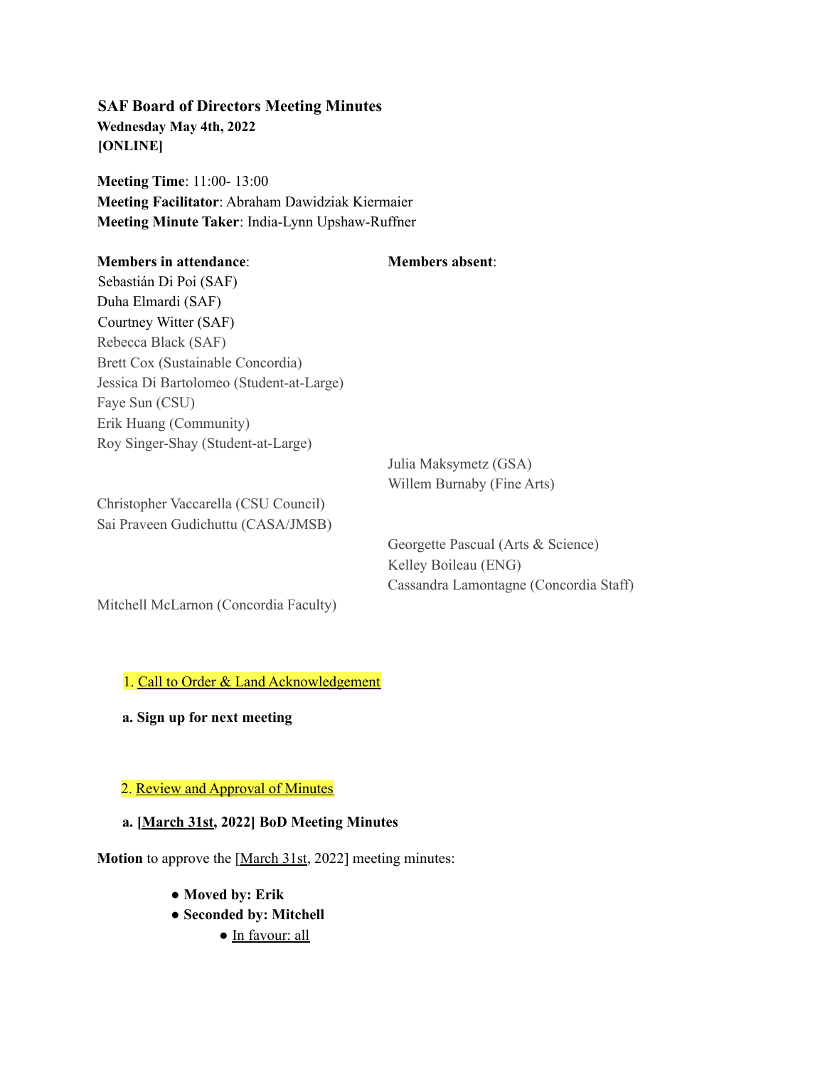**SAF Board of Directors Meeting Minutes**
**Wednesday May 4th, 2022**
**[ONLINE]**

**Meeting Time**: 11:00- 13:00
**Meeting Facilitator**: Abraham Dawidziak Kiermaier
**Meeting Minute Taker**: India-Lynn Upshaw-Ruffner

| **Members in attendance**: | **Members absent**: |
| --- | --- |
| Sebastián Di Poi (SAF) | |
| Duha Elmardi (SAF) | |
| Courtney Witter (SAF) | |
| Rebecca Black (SAF) | |
| Brett Cox (Sustainable Concordia) | |
| Jessica Di Bartolomeo (Student-at-Large) | |
| Faye Sun (CSU) | |
| Erik Huang (Community) | |
| Roy Singer-Shay (Student-at-Large) | |
| | Julia Maksymetz (GSA) |
| | Willem Burnaby (Fine Arts) |
| Christopher Vaccarella (CSU Council) | |
| Sai Praveen Gudichuttu (CASA/JMSB) | |
| | Georgette Pascual (Arts & Science) |
| | Kelley Boileau (ENG) |
| | Cassandra Lamontagne (Concordia Staff) |
| Mitchell McLarnon (Concordia Faculty) | |

1. Call to Order & Land Acknowledgement

**a. Sign up for next meeting**

2. Review and Approval of Minutes

**a. [March 31st, 2022] BoD Meeting Minutes**

**Motion** to approve the [March 31st, 2022] meeting minutes:

- **Moved by: Erik**
- **Seconded by: Mitchell**
    - In favour: all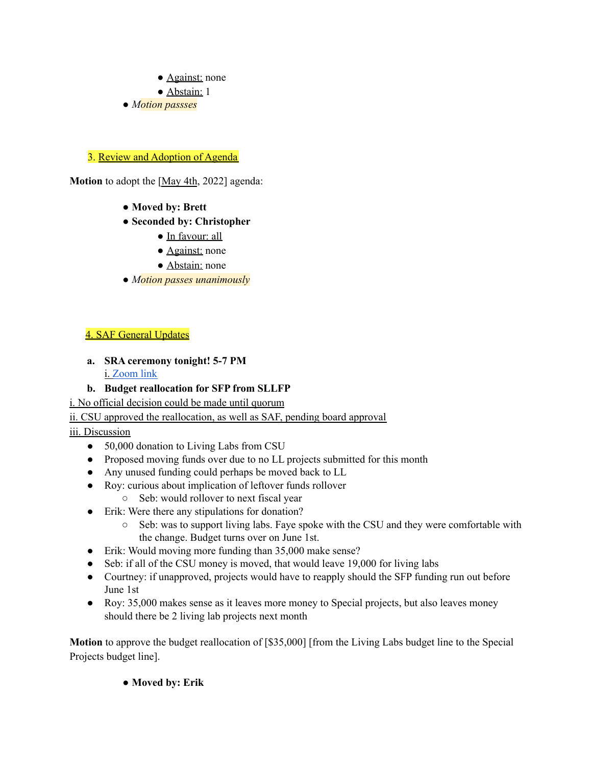- Against: none
- Abstain: 1

- *Motion passses*

## 3. Review and Adoption of Agenda

**Motion** to adopt the [May 4th, 2022] agenda:

- **Moved by: Brett**
- **Seconded by: Christopher**
  - In favour: all
  - Against: none
  - Abstain: none
- *Motion passes unanimously*

## 4. SAF General Updates

a. **SRA ceremony tonight! 5-7 PM**
   i. Zoom link

b. **Budget reallocation for SFP from SLLFP**

i. No official decision could be made until quorum

ii. CSU approved the reallocation, as well as SAF, pending board approval

iii. Discussion

- 50,000 donation to Living Labs from CSU
- Proposed moving funds over due to no LL projects submitted for this month
- Any unused funding could perhaps be moved back to LL
- Roy: curious about implication of leftover funds rollover
  - Seb: would rollover to next fiscal year
- Erik: Were there any stipulations for donation?
  - Seb: was to support living labs. Faye spoke with the CSU and they were comfortable with the change. Budget turns over on June 1st.
- Erik: Would moving more funding than 35,000 make sense?
- Seb: if all of the CSU money is moved, that would leave 19,000 for living labs
- Courtney: if unapproved, projects would have to reapply should the SFP funding run out before June 1st
- Roy: 35,000 makes sense as it leaves more money to Special projects, but also leaves money should there be 2 living lab projects next month

**Motion** to approve the budget reallocation of [$35,000] [from the Living Labs budget line to the Special Projects budget line].

- **Moved by: Erik**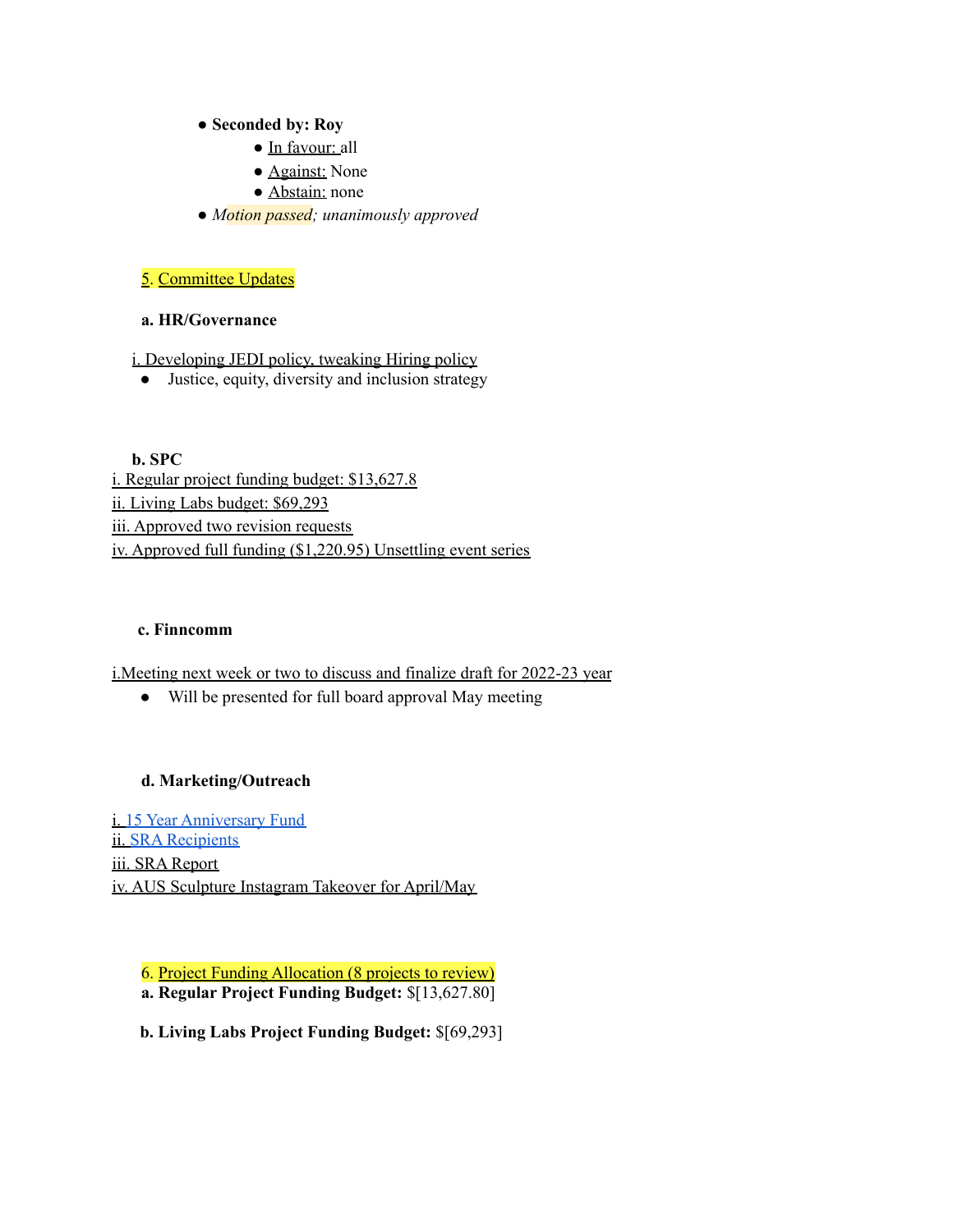- **Seconded by: Roy**
  - In favour: all
  - Against: None
  - Abstain: none
- *Motion passed; unanimously approved*

## 5. Committee Updates

**a. HR/Governance**

i. Developing JEDI policy, tweaking Hiring policy

- Justice, equity, diversity and inclusion strategy

**b. SPC**

i. Regular project funding budget: $13,627.8
ii. Living Labs budget: $69,293
iii. Approved two revision requests
iv. Approved full funding ($1,220.95) Unsettling event series

**c. Finncomm**

i.Meeting next week or two to discuss and finalize draft for 2022-23 year

- Will be presented for full board approval May meeting

**d. Marketing/Outreach**

i. 15 Year Anniversary Fund
ii. SRA Recipients
iii. SRA Report
iv. AUS Sculpture Instagram Takeover for April/May

## 6. Project Funding Allocation (8 projects to review)

**a. Regular Project Funding Budget:** $[13,627.80]

**b. Living Labs Project Funding Budget:** $[69,293]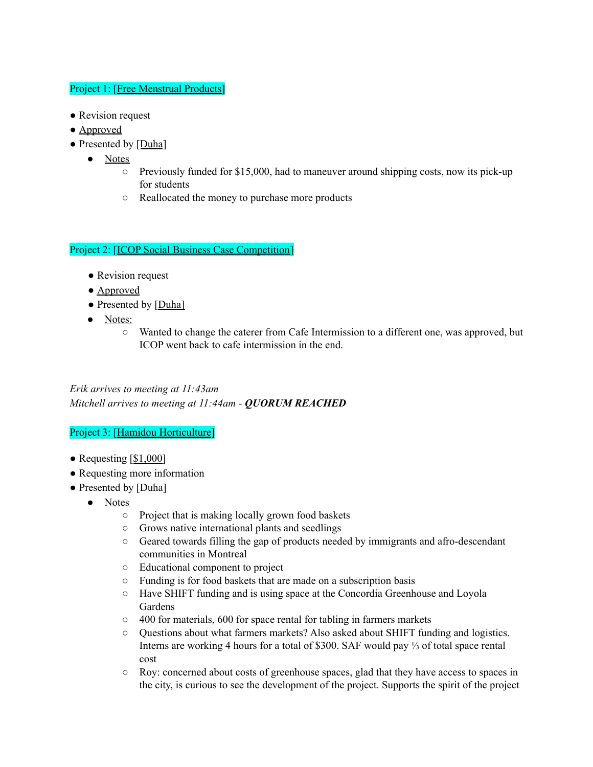Project 1: [Free Menstrual Products]

- Revision request
- Approved
- Presented by [Duha]
  - Notes
    - Previously funded for $15,000, had to maneuver around shipping costs, now its pick-up for students
    - Reallocated the money to purchase more products

Project 2: [ICOP Social Business Case Competition]

- Revision request
- Approved
- Presented by [Duha]
- Notes:
  - Wanted to change the caterer from Cafe Intermission to a different one, was approved, but ICOP went back to cafe intermission in the end.

*Erik arrives to meeting at 11:43am*
*Mitchell arrives to meeting at 11:44am - **QUORUM REACHED***

Project 3: [Hamidou Horticulture]

- Requesting [$1,000]
- Requesting more information
- Presented by [Duha]
  - Notes
    - Project that is making locally grown food baskets
    - Grows native international plants and seedlings
    - Geared towards filling the gap of products needed by immigrants and afro-descendant communities in Montreal
    - Educational component to project
    - Funding is for food baskets that are made on a subscription basis
    - Have SHIFT funding and is using space at the Concordia Greenhouse and Loyola Gardens
    - 400 for materials, 600 for space rental for tabling in farmers markets
    - Questions about what farmers markets? Also asked about SHIFT funding and logistics. Interns are working 4 hours for a total of $300. SAF would pay ⅓ of total space rental cost
    - Roy: concerned about costs of greenhouse spaces, glad that they have access to spaces in the city, is curious to see the development of the project. Supports the spirit of the project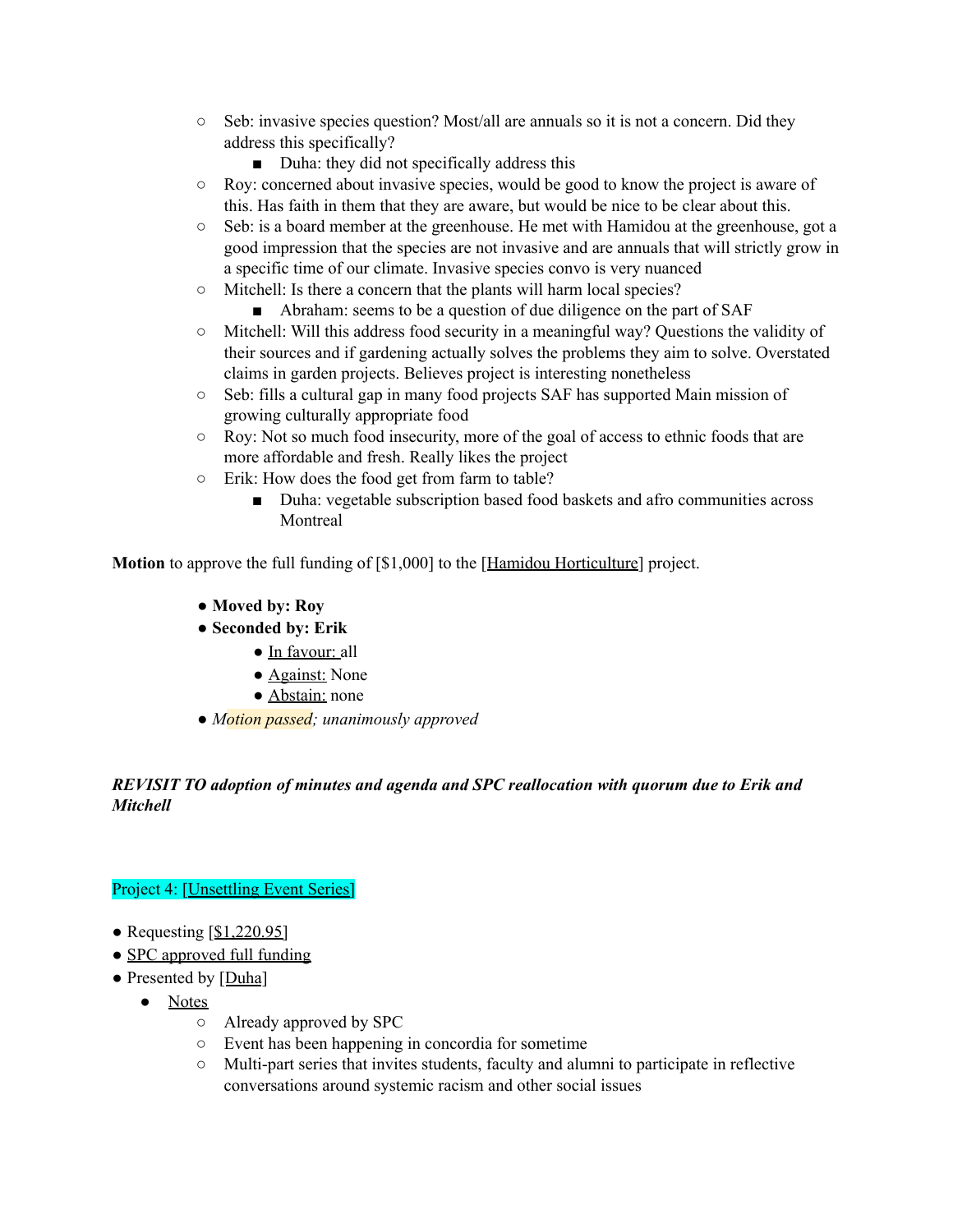- Seb: invasive species question? Most/all are annuals so it is not a concern. Did they address this specifically?
  - Duha: they did not specifically address this
- Roy: concerned about invasive species, would be good to know the project is aware of this. Has faith in them that they are aware, but would be nice to be clear about this.
- Seb: is a board member at the greenhouse. He met with Hamidou at the greenhouse, got a good impression that the species are not invasive and are annuals that will strictly grow in a specific time of our climate. Invasive species convo is very nuanced
- Mitchell: Is there a concern that the plants will harm local species?
  - Abraham: seems to be a question of due diligence on the part of SAF
- Mitchell: Will this address food security in a meaningful way? Questions the validity of their sources and if gardening actually solves the problems they aim to solve. Overstated claims in garden projects. Believes project is interesting nonetheless
- Seb: fills a cultural gap in many food projects SAF has supported Main mission of growing culturally appropriate food
- Roy: Not so much food insecurity, more of the goal of access to ethnic foods that are more affordable and fresh. Really likes the project
- Erik: How does the food get from farm to table?
  - Duha: vegetable subscription based food baskets and afro communities across Montreal

**Motion** to approve the full funding of [$1,000] to the [Hamidou Horticulture] project.

- **Moved by: Roy**
- **Seconded by: Erik**
  - In favour: all
  - Against: None
  - Abstain: none
- *Motion passed; unanimously approved*

***REVISIT TO adoption of minutes and agenda and SPC reallocation with quorum due to Erik and Mitchell***

Project 4: [Unsettling Event Series]

- Requesting [$1,220.95]
- SPC approved full funding
- Presented by [Duha]
  - Notes
    - Already approved by SPC
    - Event has been happening in concordia for sometime
    - Multi-part series that invites students, faculty and alumni to participate in reflective conversations around systemic racism and other social issues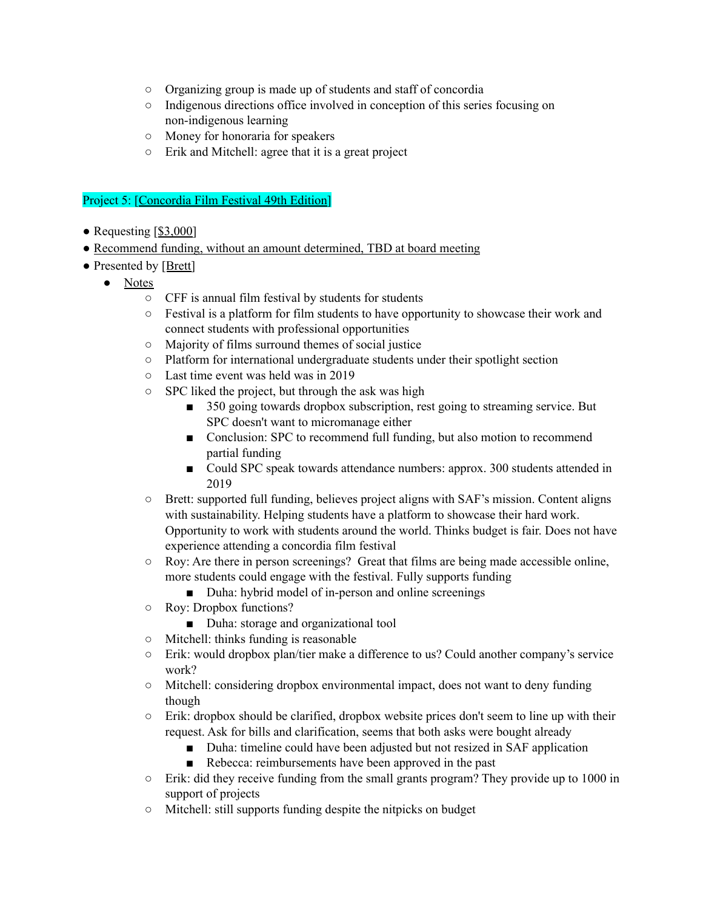- Organizing group is made up of students and staff of concordia
- Indigenous directions office involved in conception of this series focusing on non-indigenous learning
- Money for honoraria for speakers
- Erik and Mitchell: agree that it is a great project

Project 5: [Concordia Film Festival 49th Edition]

- Requesting [$3,000]
- Recommend funding, without an amount determined, TBD at board meeting
- Presented by [Brett]
  - Notes
    - CFF is annual film festival by students for students
    - Festival is a platform for film students to have opportunity to showcase their work and connect students with professional opportunities
    - Majority of films surround themes of social justice
    - Platform for international undergraduate students under their spotlight section
    - Last time event was held was in 2019
    - SPC liked the project, but through the ask was high
      - 350 going towards dropbox subscription, rest going to streaming service. But SPC doesn't want to micromanage either
      - Conclusion: SPC to recommend full funding, but also motion to recommend partial funding
      - Could SPC speak towards attendance numbers: approx. 300 students attended in 2019
    - Brett: supported full funding, believes project aligns with SAF's mission. Content aligns with sustainability. Helping students have a platform to showcase their hard work. Opportunity to work with students around the world. Thinks budget is fair. Does not have experience attending a concordia film festival
    - Roy: Are there in person screenings? Great that films are being made accessible online, more students could engage with the festival. Fully supports funding
      - Duha: hybrid model of in-person and online screenings
    - Roy: Dropbox functions?
      - Duha: storage and organizational tool
    - Mitchell: thinks funding is reasonable
    - Erik: would dropbox plan/tier make a difference to us? Could another company's service work?
    - Mitchell: considering dropbox environmental impact, does not want to deny funding though
    - Erik: dropbox should be clarified, dropbox website prices don't seem to line up with their request. Ask for bills and clarification, seems that both asks were bought already
      - Duha: timeline could have been adjusted but not resized in SAF application
      - Rebecca: reimbursements have been approved in the past
    - Erik: did they receive funding from the small grants program? They provide up to 1000 in support of projects
    - Mitchell: still supports funding despite the nitpicks on budget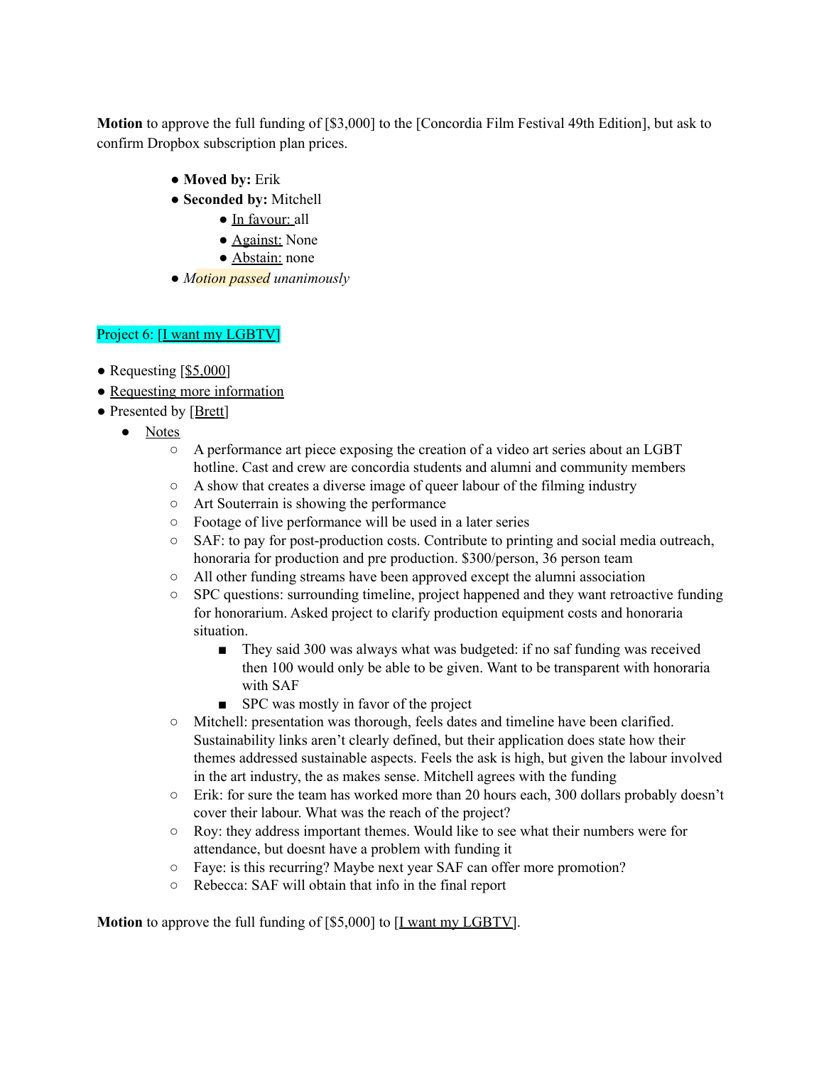**Motion** to approve the full funding of [$3,000] to the [Concordia Film Festival 49th Edition], but ask to confirm Dropbox subscription plan prices.

- **Moved by:** Erik
- **Seconded by:** Mitchell
    - In favour: all
    - Against: None
    - Abstain: none
- *Motion passed unanimously*

Project 6: [I want my LGBTV]

- Requesting [$5,000]
- Requesting more information
- Presented by [Brett]
    - Notes
        - A performance art piece exposing the creation of a video art series about an LGBT hotline. Cast and crew are concordia students and alumni and community members
        - A show that creates a diverse image of queer labour of the filming industry
        - Art Souterrain is showing the performance
        - Footage of live performance will be used in a later series
        - SAF: to pay for post-production costs. Contribute to printing and social media outreach, honoraria for production and pre production. $300/person, 36 person team
        - All other funding streams have been approved except the alumni association
        - SPC questions: surrounding timeline, project happened and they want retroactive funding for honorarium. Asked project to clarify production equipment costs and honoraria situation.
            - They said 300 was always what was budgeted: if no saf funding was received then 100 would only be able to be given. Want to be transparent with honoraria with SAF
            - SPC was mostly in favor of the project
        - Mitchell: presentation was thorough, feels dates and timeline have been clarified. Sustainability links aren't clearly defined, but their application does state how their themes addressed sustainable aspects. Feels the ask is high, but given the labour involved in the art industry, the as makes sense. Mitchell agrees with the funding
        - Erik: for sure the team has worked more than 20 hours each, 300 dollars probably doesn't cover their labour. What was the reach of the project?
        - Roy: they address important themes. Would like to see what their numbers were for attendance, but doesnt have a problem with funding it
        - Faye: is this recurring? Maybe next year SAF can offer more promotion?
        - Rebecca: SAF will obtain that info in the final report

**Motion** to approve the full funding of [$5,000] to [I want my LGBTV].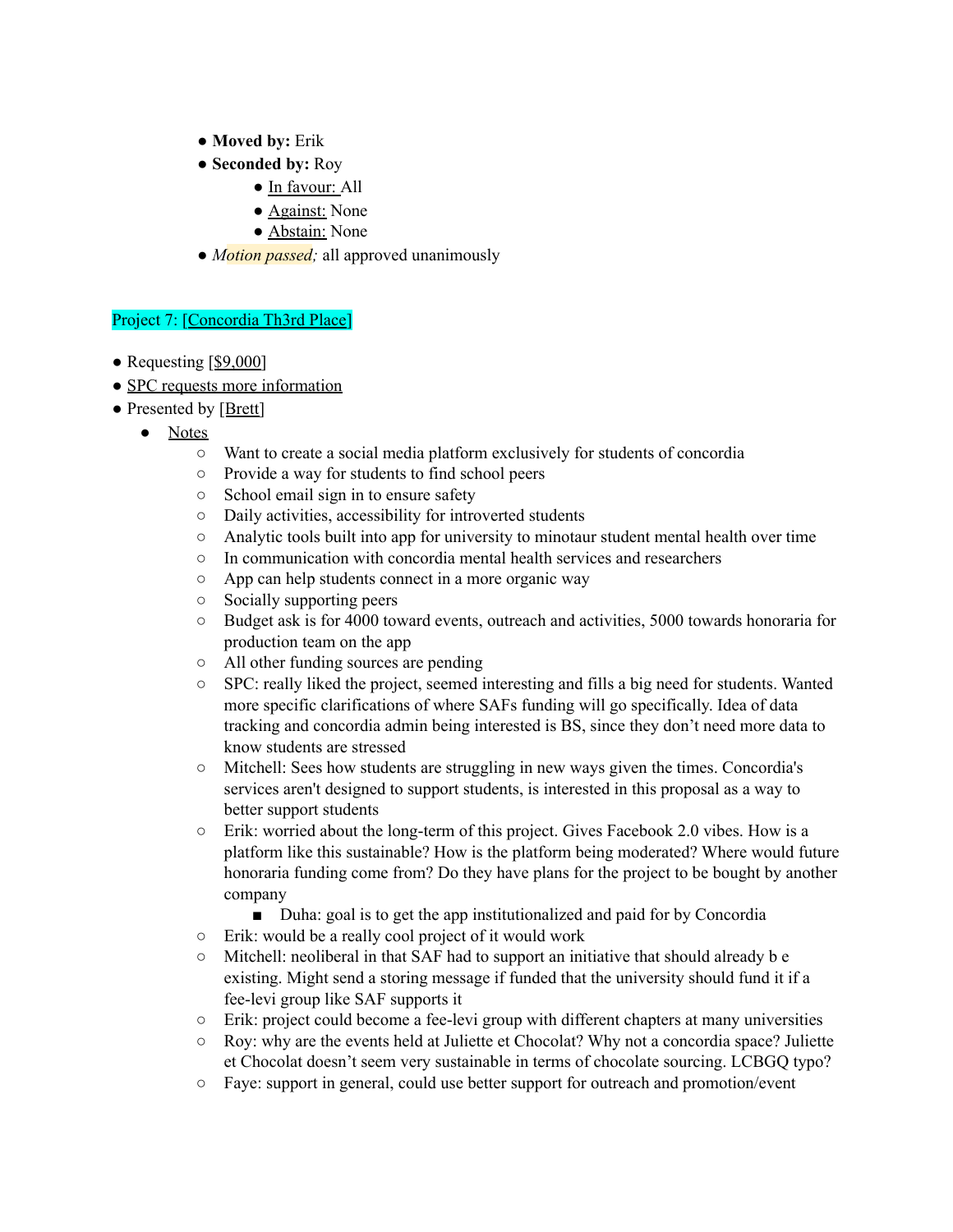- **Moved by:** Erik
- **Seconded by:** Roy
    - In favour: All
    - Against: None
    - Abstain: None
- *Motion passed;* all approved unanimously

Project 7: [Concordia Th3rd Place]

- Requesting [$9,000]
- SPC requests more information
- Presented by [Brett]
    - Notes
        - Want to create a social media platform exclusively for students of concordia
        - Provide a way for students to find school peers
        - School email sign in to ensure safety
        - Daily activities, accessibility for introverted students
        - Analytic tools built into app for university to minotaur student mental health over time
        - In communication with concordia mental health services and researchers
        - App can help students connect in a more organic way
        - Socially supporting peers
        - Budget ask is for 4000 toward events, outreach and activities, 5000 towards honoraria for production team on the app
        - All other funding sources are pending
        - SPC: really liked the project, seemed interesting and fills a big need for students. Wanted more specific clarifications of where SAFs funding will go specifically. Idea of data tracking and concordia admin being interested is BS, since they don't need more data to know students are stressed
        - Mitchell: Sees how students are struggling in new ways given the times. Concordia's services aren't designed to support students, is interested in this proposal as a way to better support students
        - Erik: worried about the long-term of this project. Gives Facebook 2.0 vibes. How is a platform like this sustainable? How is the platform being moderated? Where would future honoraria funding come from? Do they have plans for the project to be bought by another company
            - Duha: goal is to get the app institutionalized and paid for by Concordia
        - Erik: would be a really cool project of it would work
        - Mitchell: neoliberal in that SAF had to support an initiative that should already b e existing. Might send a storing message if funded that the university should fund it if a fee-levi group like SAF supports it
        - Erik: project could become a fee-levi group with different chapters at many universities
        - Roy: why are the events held at Juliette et Chocolat? Why not a concordia space? Juliette et Chocolat doesn't seem very sustainable in terms of chocolate sourcing. LCBGQ typo?
        - Faye: support in general, could use better support for outreach and promotion/event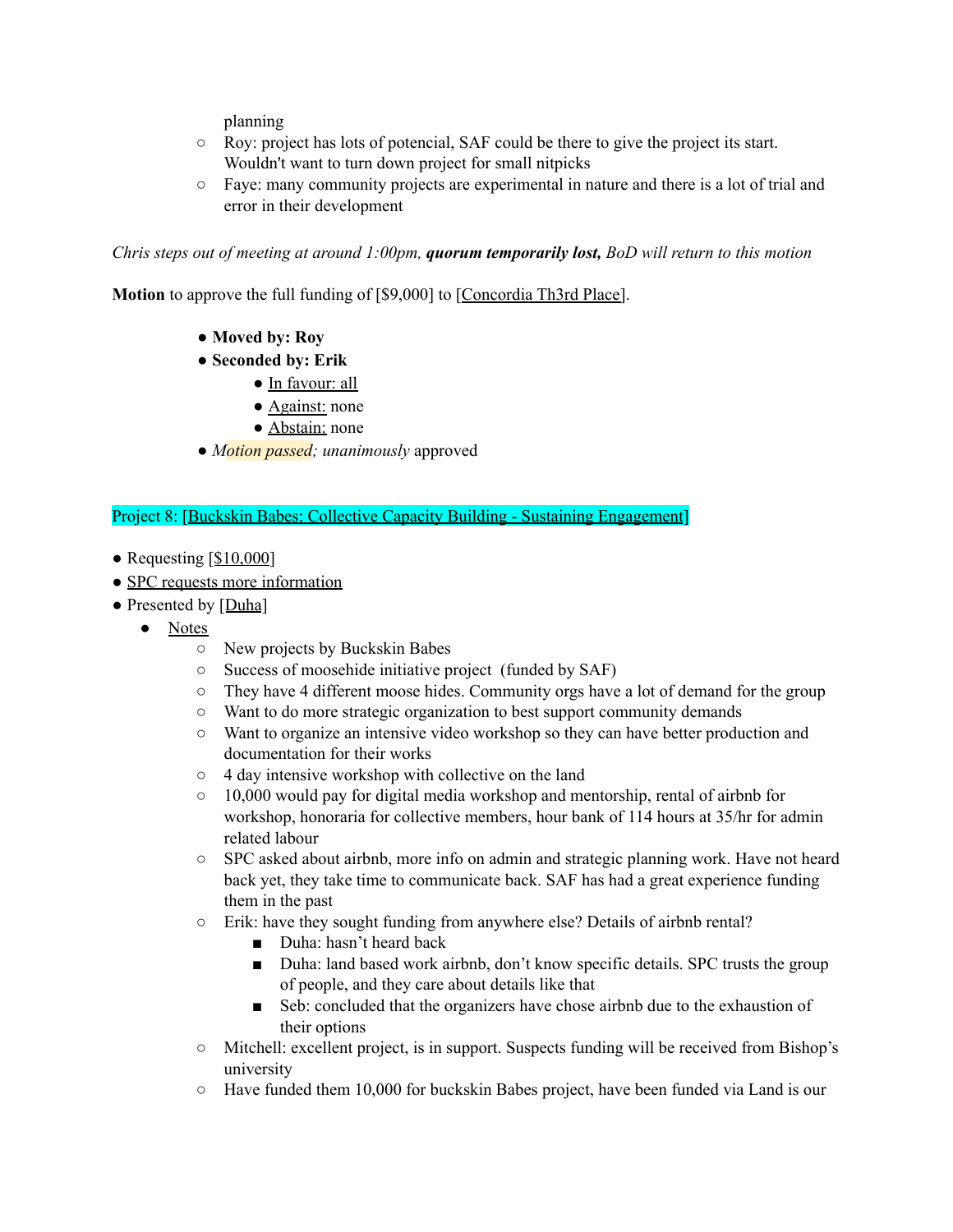planning
  - Roy: project has lots of potencial, SAF could be there to give the project its start. Wouldn't want to turn down project for small nitpicks
  - Faye: many community projects are experimental in nature and there is a lot of trial and error in their development

*Chris steps out of meeting at around 1:00pm,* ***quorum temporarily lost,*** *BoD will return to this motion*

**Motion** to approve the full funding of [$9,000] to [Concordia Th3rd Place].

- **Moved by: Roy**
- **Seconded by: Erik**
  - In favour: all
  - Against: none
  - Abstain: none
- *Motion passed; unanimously* approved

Project 8: [Buckskin Babes: Collective Capacity Building - Sustaining Engagement]

- Requesting [$10,000]
- SPC requests more information
- Presented by [Duha]
  - Notes
    - New projects by Buckskin Babes
    - Success of moosehide initiative project (funded by SAF)
    - They have 4 different moose hides. Community orgs have a lot of demand for the group
    - Want to do more strategic organization to best support community demands
    - Want to organize an intensive video workshop so they can have better production and documentation for their works
    - 4 day intensive workshop with collective on the land
    - 10,000 would pay for digital media workshop and mentorship, rental of airbnb for workshop, honoraria for collective members, hour bank of 114 hours at 35/hr for admin related labour
    - SPC asked about airbnb, more info on admin and strategic planning work. Have not heard back yet, they take time to communicate back. SAF has had a great experience funding them in the past
    - Erik: have they sought funding from anywhere else? Details of airbnb rental?
      - Duha: hasn't heard back
      - Duha: land based work airbnb, don't know specific details. SPC trusts the group of people, and they care about details like that
      - Seb: concluded that the organizers have chose airbnb due to the exhaustion of their options
    - Mitchell: excellent project, is in support. Suspects funding will be received from Bishop's university
    - Have funded them 10,000 for buckskin Babes project, have been funded via Land is our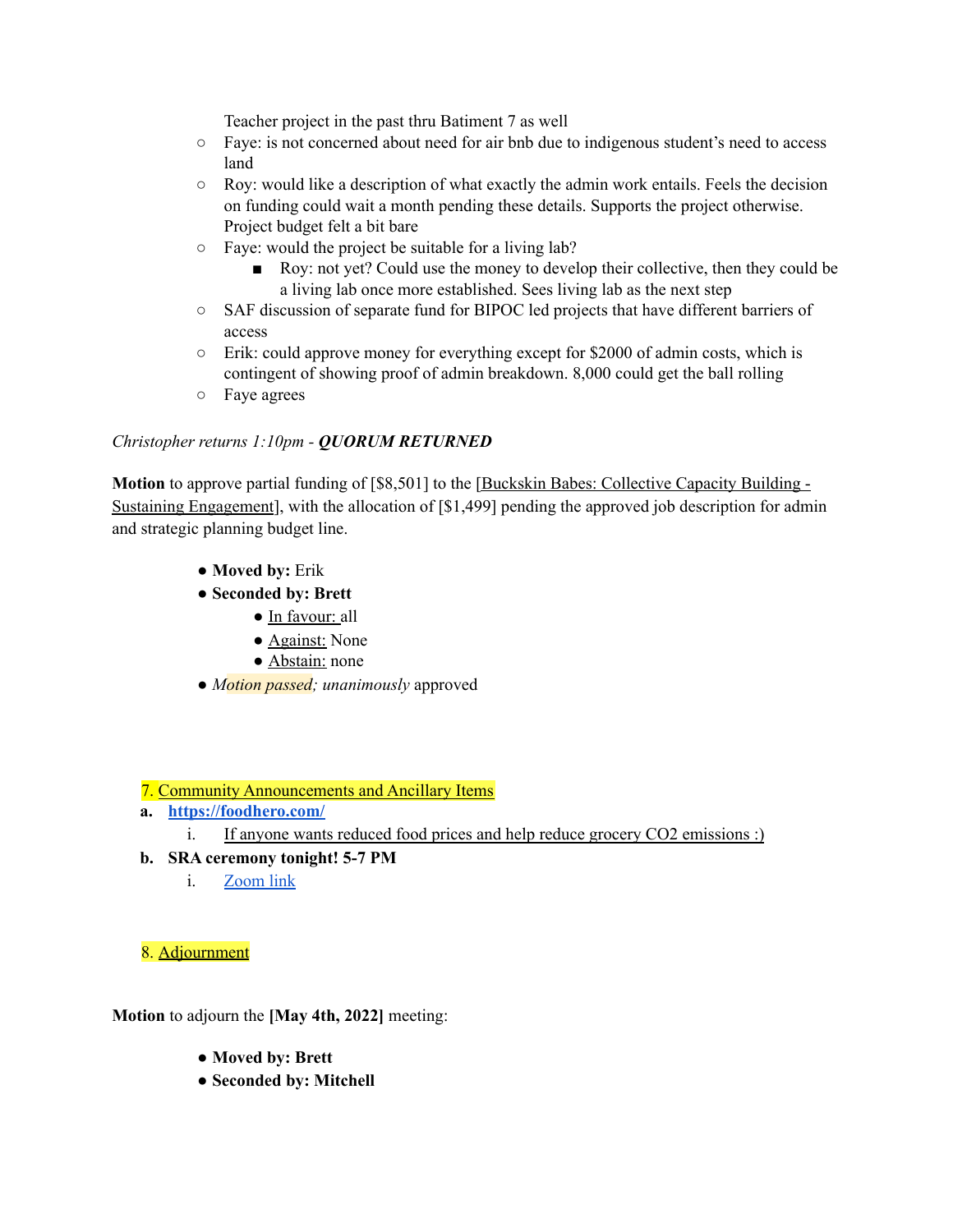Teacher project in the past thru Batiment 7 as well

- Faye: is not concerned about need for air bnb due to indigenous student's need to access land
- Roy: would like a description of what exactly the admin work entails. Feels the decision on funding could wait a month pending these details. Supports the project otherwise. Project budget felt a bit bare
- Faye: would the project be suitable for a living lab?
  - Roy: not yet? Could use the money to develop their collective, then they could be a living lab once more established. Sees living lab as the next step
- SAF discussion of separate fund for BIPOC led projects that have different barriers of access
- Erik: could approve money for everything except for $2000 of admin costs, which is contingent of showing proof of admin breakdown. 8,000 could get the ball rolling
- Faye agrees

*Christopher returns 1:10pm - **QUORUM RETURNED***

**Motion** to approve partial funding of [$8,501] to the [Buckskin Babes: Collective Capacity Building - Sustaining Engagement], with the allocation of [$1,499] pending the approved job description for admin and strategic planning budget line.

- **Moved by:** Erik
- **Seconded by: Brett**
  - In favour: all
  - Against: None
  - Abstain: none
- *Motion passed; unanimously* approved

7. Community Announcements and Ancillary Items

a. **https://foodhero.com/**
   i. If anyone wants reduced food prices and help reduce grocery $CO_2$ emissions :)

b. **SRA ceremony tonight! 5-7 PM**
   i. Zoom link

8. Adjournment

**Motion** to adjourn the **[May 4th, 2022]** meeting:

- **Moved by: Brett**
- **Seconded by: Mitchell**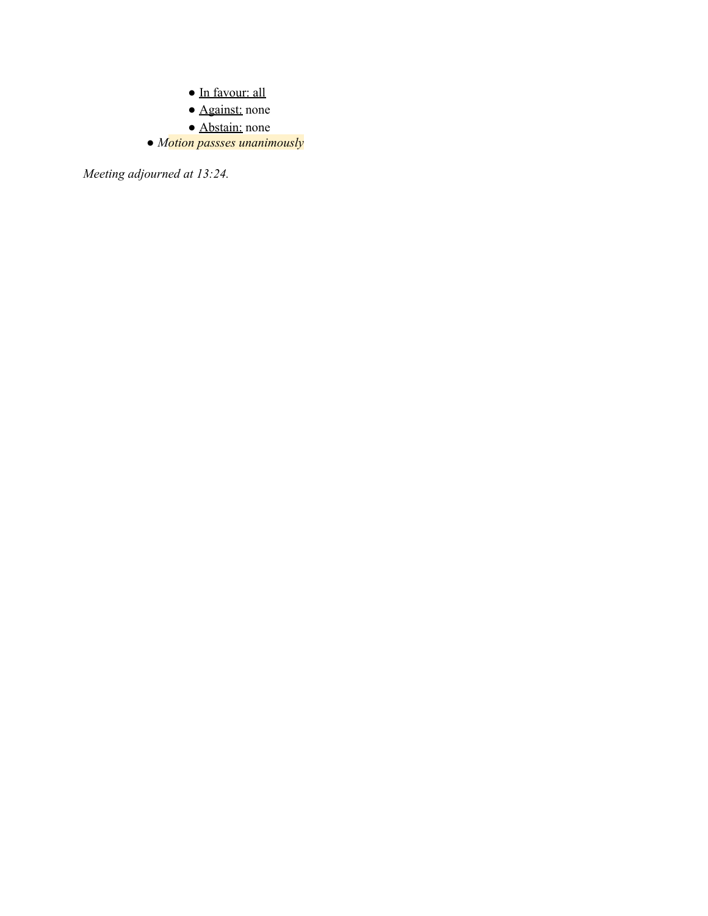- In favour: all
- Against: none
- Abstain: none

- *Motion passses unanimously*

*Meeting adjourned at 13:24.*